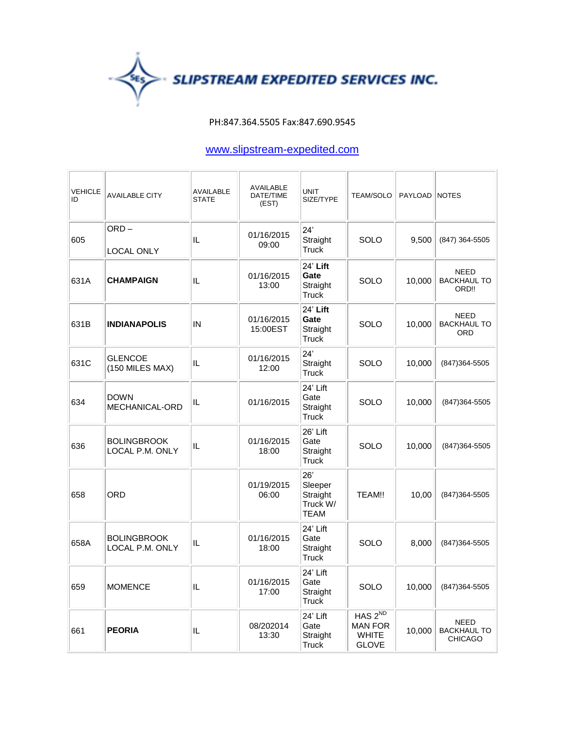# SLIPSTREAM EXPEDITED SERVICES INC.

PH:847.364.5505 Fax:847.690.9545

[www.slipstream-expedited.com](http://www.slipstream-expedited.com)

| VEHICLE ID | AVAILABLE CITY | AVAILABLE STATE | AVAILABLE DATE/TIME (EST) | UNIT SIZE/TYPE | TEAM/SOLO | PAYLOAD | NOTES |
|---|---|---|---|---|---|---|---|
| 605 | ORD – LOCAL ONLY | IL | 01/16/2015 09:00 | 24' Straight Truck | SOLO | 9,500 | (847) 364-5505 |
| 631A | **CHAMPAIGN** | IL | 01/16/2015 13:00 | 24' **Lift Gate** Straight Truck | SOLO | 10,000 | NEED BACKHAUL TO ORD!! |
| 631B | **INDIANAPOLIS** | IN | 01/16/2015 15:00EST | 24' **Lift Gate** Straight Truck | SOLO | 10,000 | NEED BACKHAUL TO ORD |
| 631C | GLENCOE (150 MILES MAX) | IL | 01/16/2015 12:00 | 24' Straight Truck | SOLO | 10,000 | (847)364-5505 |
| 634 | DOWN MECHANICAL-ORD | IL | 01/16/2015 | 24' Lift Gate Straight Truck | SOLO | 10,000 | (847)364-5505 |
| 636 | BOLINGBROOK LOCAL P.M. ONLY | IL | 01/16/2015 18:00 | 26' Lift Gate Straight Truck | SOLO | 10,000 | (847)364-5505 |
| 658 | ORD | | 01/19/2015 06:00 | 26' Sleeper Straight Truck W/ TEAM | TEAM!! | 10,00 | (847)364-5505 |
| 658A | BOLINGBROOK LOCAL P.M. ONLY | IL | 01/16/2015 18:00 | 24' Lift Gate Straight Truck | SOLO | 8,000 | (847)364-5505 |
| 659 | MOMENCE | IL | 01/16/2015 17:00 | 24' Lift Gate Straight Truck | SOLO | 10,000 | (847)364-5505 |
| 661 | **PEORIA** | IL | 08/202014 13:30 | 24' Lift Gate Straight Truck | HAS 2ND MAN FOR WHITE GLOVE | 10,000 | NEED BACKHAUL TO CHICAGO |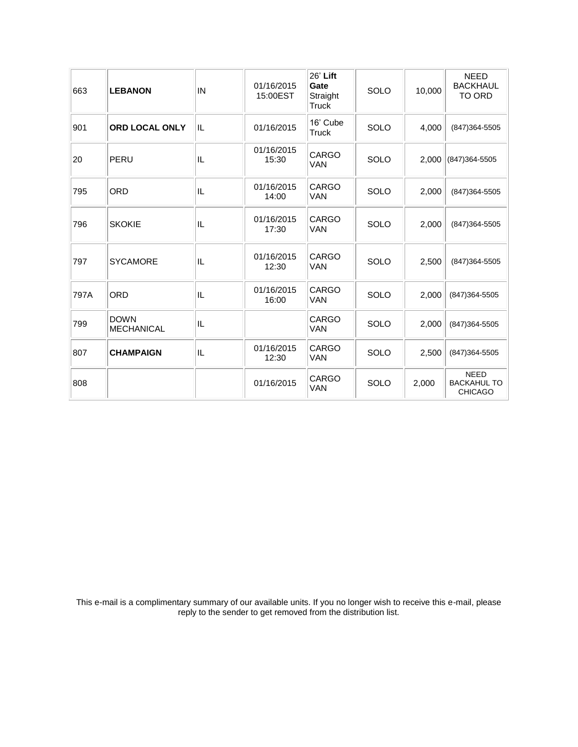| | | | | | | | |
|---|---|---|---|---|---|---|---|
| 663 | **LEBANON** | IN | 01/16/2015 15:00EST | 26' **Lift Gate** Straight Truck | SOLO | 10,000 | NEED BACKHAUL TO ORD |
| 901 | **ORD LOCAL ONLY** | IL | 01/16/2015 | 16' Cube Truck | SOLO | 4,000 | (847)364-5505 |
| 20 | PERU | IL | 01/16/2015 15:30 | CARGO VAN | SOLO | 2,000 | (847)364-5505 |
| 795 | ORD | IL | 01/16/2015 14:00 | CARGO VAN | SOLO | 2,000 | (847)364-5505 |
| 796 | SKOKIE | IL | 01/16/2015 17:30 | CARGO VAN | SOLO | 2,000 | (847)364-5505 |
| 797 | SYCAMORE | IL | 01/16/2015 12:30 | CARGO VAN | SOLO | 2,500 | (847)364-5505 |
| 797A | ORD | IL | 01/16/2015 16:00 | CARGO VAN | SOLO | 2,000 | (847)364-5505 |
| 799 | DOWN MECHANICAL | IL | | CARGO VAN | SOLO | 2,000 | (847)364-5505 |
| 807 | **CHAMPAIGN** | IL | 01/16/2015 12:30 | CARGO VAN | SOLO | 2,500 | (847)364-5505 |
| 808 | | | 01/16/2015 | CARGO VAN | SOLO | 2,000 | NEED BACKAHUL TO CHICAGO |

This e-mail is a complimentary summary of our available units. If you no longer wish to receive this e-mail, please reply to the sender to get removed from the distribution list.